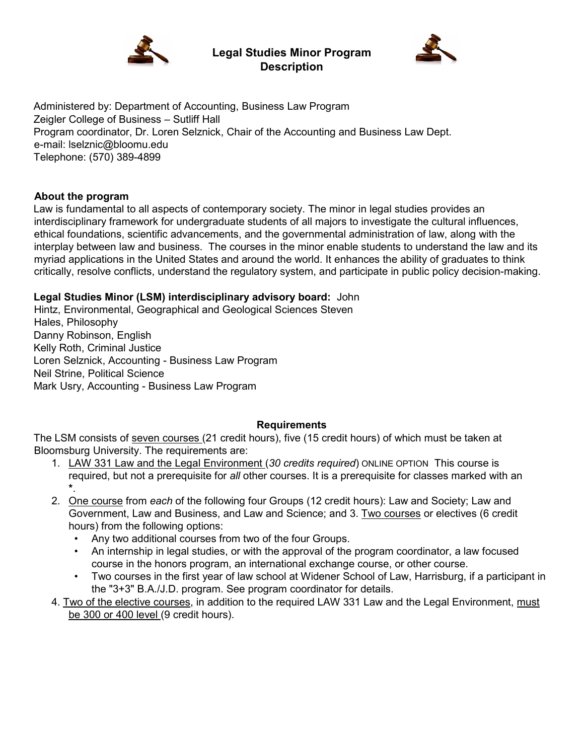# Legal Studies Minor Program Description

Administered by: Department of Accounting, Business Law Program
Zeigler College of Business – Sutliff Hall
Program coordinator, Dr. Loren Selznick, Chair of the Accounting and Business Law Dept.
e-mail: lselznic@bloomu.edu
Telephone: (570) 389-4899

**About the program**

Law is fundamental to all aspects of contemporary society. The minor in legal studies provides an interdisciplinary framework for undergraduate students of all majors to investigate the cultural influences, ethical foundations, scientific advancements, and the governmental administration of law, along with the interplay between law and business. The courses in the minor enable students to understand the law and its myriad applications in the United States and around the world. It enhances the ability of graduates to think critically, resolve conflicts, understand the regulatory system, and participate in public policy decision-making.

**Legal Studies Minor (LSM) interdisciplinary advisory board:**

John Hintz, Environmental, Geographical and Geological Sciences
Steven Hales, Philosophy
Danny Robinson, English
Kelly Roth, Criminal Justice
Loren Selznick, Accounting - Business Law Program
Neil Strine, Political Science
Mark Usry, Accounting - Business Law Program

## Requirements

The LSM consists of <u>seven courses</u> (21 credit hours), five (15 credit hours) of which must be taken at Bloomsburg University. The requirements are:

1. <u>LAW 331 Law and the Legal Environment</u> (*30 credits required*) ONLINE OPTION This course is required, but not a prerequisite for *all* other courses. It is a prerequisite for classes marked with an *.
2. <u>One course</u> from *each* of the following four Groups (12 credit hours): Law and Society; Law and Government, Law and Business, and Law and Science; and
3. <u>Two courses</u> or electives (6 credit hours) from the following options:
   - Any two additional courses from two of the four Groups.
   - An internship in legal studies, or with the approval of the program coordinator, a law focused course in the honors program, an international exchange course, or other course.
   - Two courses in the first year of law school at Widener School of Law, Harrisburg, if a participant in the "3+3" B.A./J.D. program. See program coordinator for details.
4. <u>Two of the elective courses</u>, in addition to the required LAW 331 Law and the Legal Environment, <u>must be 300 or 400 level</u> (9 credit hours).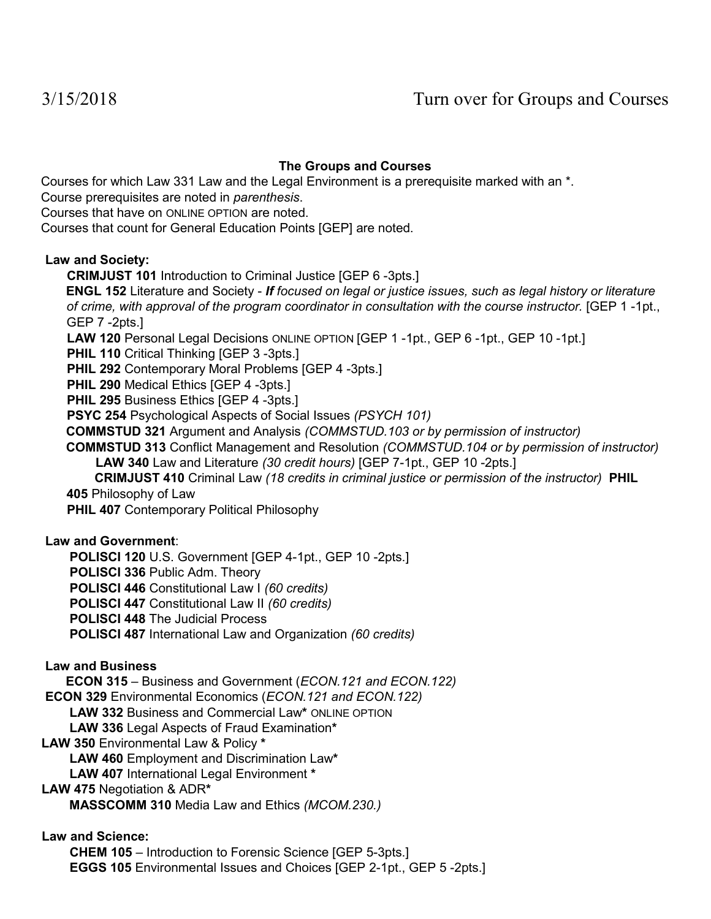3/15/2018 Turn over for Groups and Courses

**The Groups and Courses**

Courses for which Law 331 Law and the Legal Environment is a prerequisite marked with an *.
Course prerequisites are noted in *parenthesis*.
Courses that have on ONLINE OPTION are noted.
Courses that count for General Education Points [GEP] are noted.

**Law and Society:**

- **CRIMJUST 101** Introduction to Criminal Justice [GEP 6 -3pts.]
- **ENGL 152** Literature and Society - ***If*** *focused on legal or justice issues, such as legal history or literature of crime, with approval of the program coordinator in consultation with the course instructor.* [GEP 1 -1pt., GEP 7 -2pts.]
- **LAW 120** Personal Legal Decisions ONLINE OPTION [GEP 1 -1pt., GEP 6 -1pt., GEP 10 -1pt.]
- **PHIL 110** Critical Thinking [GEP 3 -3pts.]
- **PHIL 292** Contemporary Moral Problems [GEP 4 -3pts.]
- **PHIL 290** Medical Ethics [GEP 4 -3pts.]
- **PHIL 295** Business Ethics [GEP 4 -3pts.]
- **PSYC 254** Psychological Aspects of Social Issues *(PSYCH 101)*
- **COMMSTUD 321** Argument and Analysis *(COMMSTUD.103 or by permission of instructor)*
- **COMMSTUD 313** Conflict Management and Resolution *(COMMSTUD.104 or by permission of instructor)*
- **LAW 340** Law and Literature *(30 credit hours)* [GEP 7-1pt., GEP 10 -2pts.]
- **CRIMJUST 410** Criminal Law *(18 credits in criminal justice or permission of the instructor)*
- **PHIL 405** Philosophy of Law
- **PHIL 407** Contemporary Political Philosophy

**Law and Government**:

- **POLISCI 120** U.S. Government [GEP 4-1pt., GEP 10 -2pts.]
- **POLISCI 336** Public Adm. Theory
- **POLISCI 446** Constitutional Law I *(60 credits)*
- **POLISCI 447** Constitutional Law II *(60 credits)*
- **POLISCI 448** The Judicial Process
- **POLISCI 487** International Law and Organization *(60 credits)*

**Law and Business**

- **ECON 315** – Business and Government (*ECON.121 and ECON.122)*
- **ECON 329** Environmental Economics (*ECON.121 and ECON.122)*
- **LAW 332** Business and Commercial Law* ONLINE OPTION
- **LAW 336** Legal Aspects of Fraud Examination*
- **LAW 350** Environmental Law & Policy *
- **LAW 460** Employment and Discrimination Law*
- **LAW 407** International Legal Environment *
- **LAW 475** Negotiation & ADR*
- **MASSCOMM 310** Media Law and Ethics *(MCOM.230.)*

**Law and Science:**

- **CHEM 105** – Introduction to Forensic Science [GEP 5-3pts.]
- **EGGS 105** Environmental Issues and Choices [GEP 2-1pt., GEP 5 -2pts.]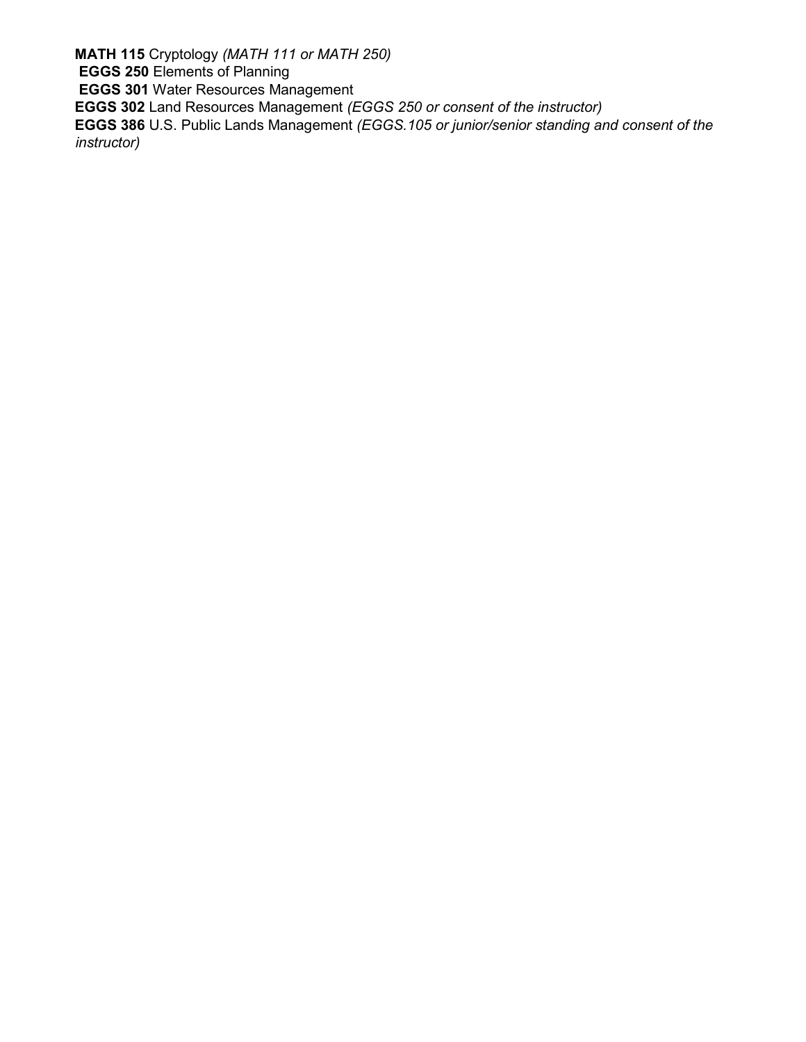**MATH 115** Cryptology *(MATH 111 or MATH 250)*

**EGGS 250** Elements of Planning

**EGGS 301** Water Resources Management

**EGGS 302** Land Resources Management *(EGGS 250 or consent of the instructor)*

**EGGS 386** U.S. Public Lands Management *(EGGS.105 or junior/senior standing and consent of the instructor)*